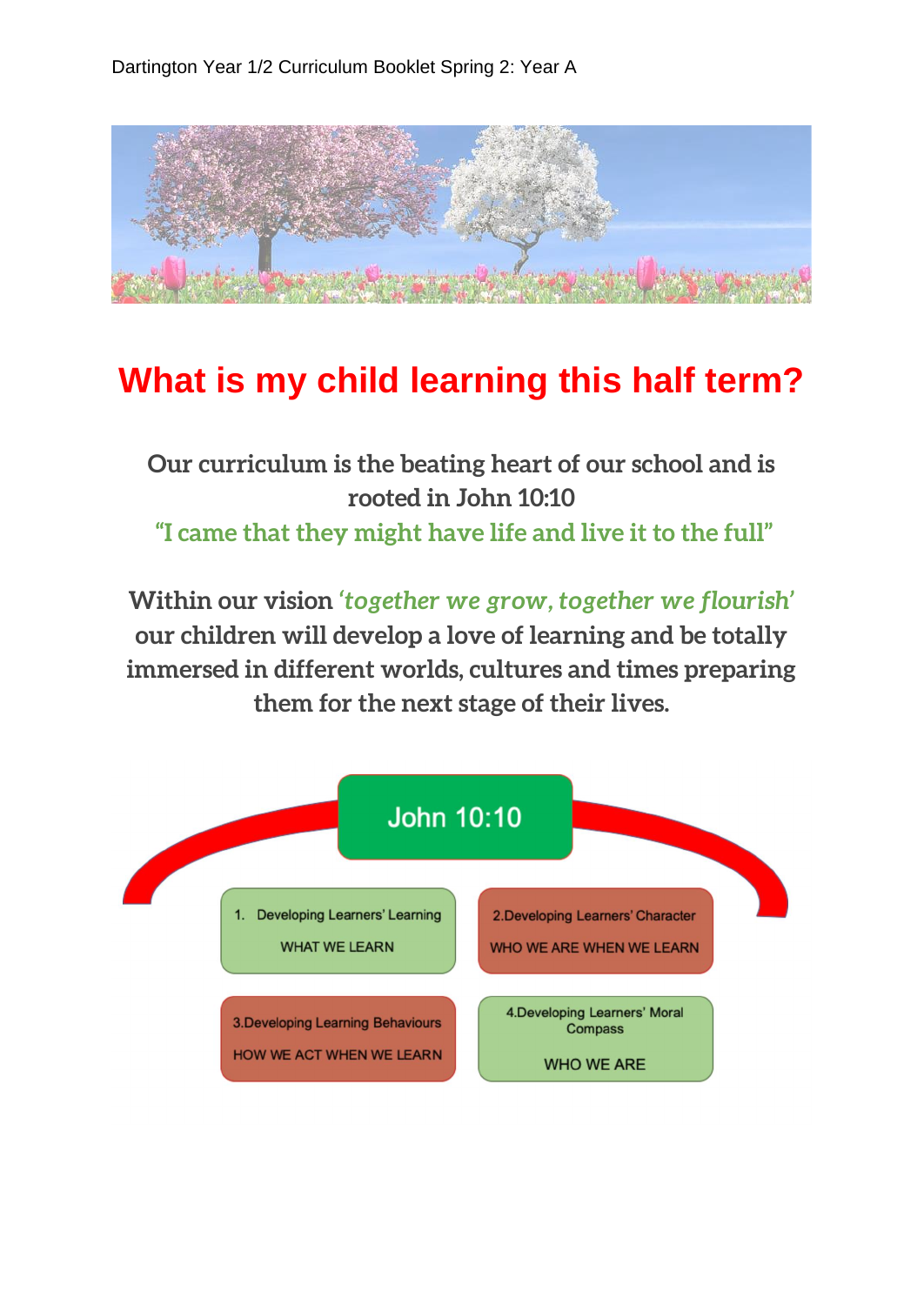Dartington Year 1/2 Curriculum Booklet Spring 2: Year A

# What is my child learning this half term?

**Our curriculum is the beating heart of our school and is rooted in John 10:10**
**"I came that they might have life and live it to the full"**

**Within our vision *'together we grow, together we flourish'* our children will develop a love of learning and be totally immersed in different worlds, cultures and times preparing them for the next stage of their lives.**

John 10:10

1. Developing Learners' Learning
   WHAT WE LEARN

2. Developing Learners' Character
   WHO WE ARE WHEN WE LEARN

3. Developing Learning Behaviours
   HOW WE ACT WHEN WE LEARN

4. Developing Learners' Moral Compass
   WHO WE ARE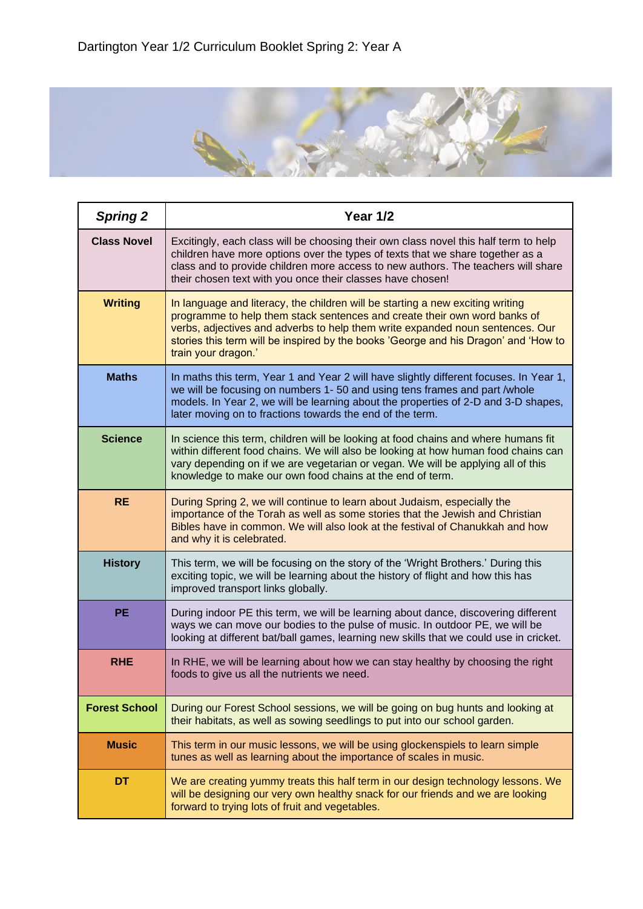Dartington Year 1/2 Curriculum Booklet Spring 2: Year A

| ***Spring 2*** | **Year 1/2** |
|---|---|
| **Class Novel** | Excitingly, each class will be choosing their own class novel this half term to help children have more options over the types of texts that we share together as a class and to provide children more access to new authors. The teachers will share their chosen text with you once their classes have chosen! |
| **Writing** | In language and literacy, the children will be starting a new exciting writing programme to help them stack sentences and create their own word banks of verbs, adjectives and adverbs to help them write expanded noun sentences. Our stories this term will be inspired by the books 'George and his Dragon' and 'How to train your dragon.' |
| **Maths** | In maths this term, Year 1 and Year 2 will have slightly different focuses. In Year 1, we will be focusing on numbers 1- 50 and using tens frames and part /whole models. In Year 2, we will be learning about the properties of 2-D and 3-D shapes, later moving on to fractions towards the end of the term. |
| **Science** | In science this term, children will be looking at food chains and where humans fit within different food chains. We will also be looking at how human food chains can vary depending on if we are vegetarian or vegan. We will be applying all of this knowledge to make our own food chains at the end of term. |
| **RE** | During Spring 2, we will continue to learn about Judaism, especially the importance of the Torah as well as some stories that the Jewish and Christian Bibles have in common. We will also look at the festival of Chanukkah and how and why it is celebrated. |
| **History** | This term, we will be focusing on the story of the 'Wright Brothers.' During this exciting topic, we will be learning about the history of flight and how this has improved transport links globally. |
| **PE** | During indoor PE this term, we will be learning about dance, discovering different ways we can move our bodies to the pulse of music. In outdoor PE, we will be looking at different bat/ball games, learning new skills that we could use in cricket. |
| **RHE** | In RHE, we will be learning about how we can stay healthy by choosing the right foods to give us all the nutrients we need. |
| **Forest School** | During our Forest School sessions, we will be going on bug hunts and looking at their habitats, as well as sowing seedlings to put into our school garden. |
| **Music** | This term in our music lessons, we will be using glockenspiels to learn simple tunes as well as learning about the importance of scales in music. |
| **DT** | We are creating yummy treats this half term in our design technology lessons. We will be designing our very own healthy snack for our friends and we are looking forward to trying lots of fruit and vegetables. |